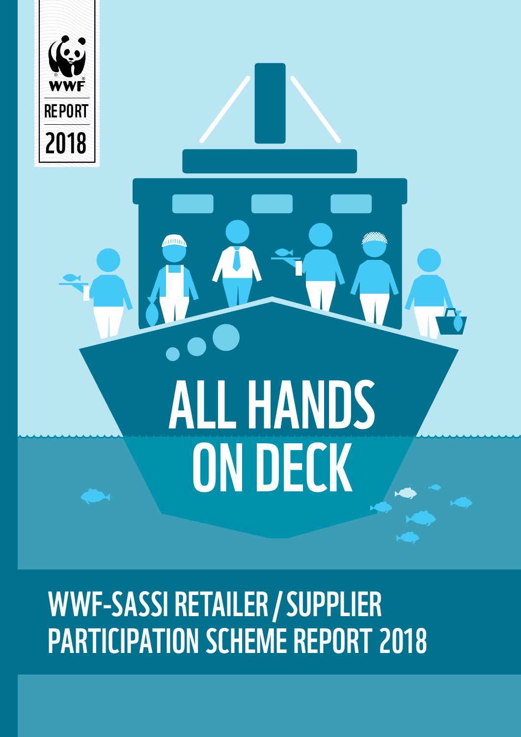WWF

REPORT

2018

# ALL HANDS ON DECK

## WWF-SASSI RETAILER / SUPPLIER PARTICIPATION SCHEME REPORT 2018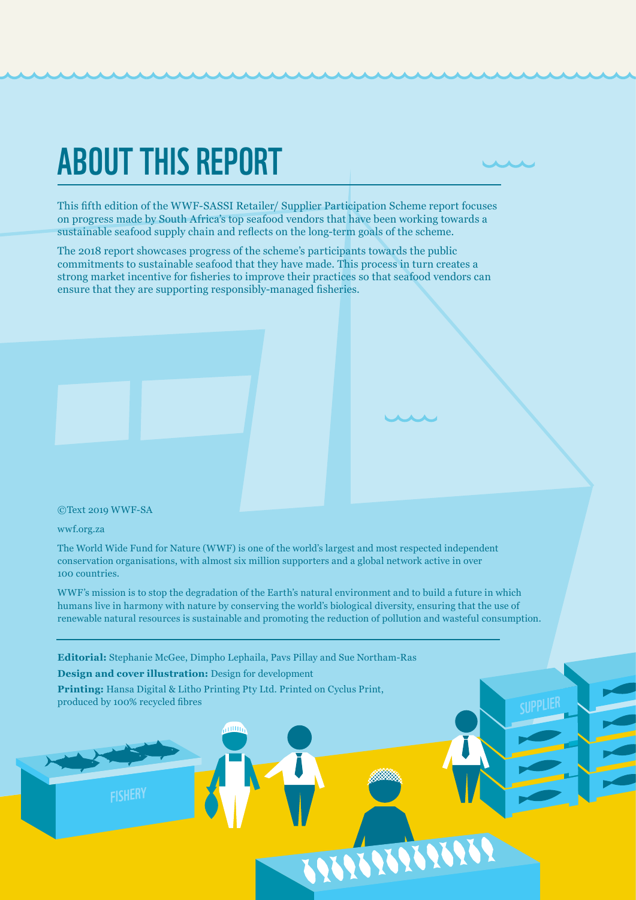# ABOUT THIS REPORT

This fifth edition of the WWF-SASSI Retailer/ Supplier Participation Scheme report focuses on progress made by South Africa's top seafood vendors that have been working towards a sustainable seafood supply chain and reflects on the long-term goals of the scheme.

The 2018 report showcases progress of the scheme's participants towards the public commitments to sustainable seafood that they have made. This process in turn creates a strong market incentive for fisheries to improve their practices so that seafood vendors can ensure that they are supporting responsibly-managed fisheries.

©Text 2019 WWF-SA

wwf.org.za

The World Wide Fund for Nature (WWF) is one of the world's largest and most respected independent conservation organisations, with almost six million supporters and a global network active in over 100 countries.

WWF's mission is to stop the degradation of the Earth's natural environment and to build a future in which humans live in harmony with nature by conserving the world's biological diversity, ensuring that the use of renewable natural resources is sustainable and promoting the reduction of pollution and wasteful consumption.

**Editorial:** Stephanie McGee, Dimpho Lephaila, Pavs Pillay and Sue Northam-Ras

**Design and cover illustration:** Design for development

**Printing:** Hansa Digital & Litho Printing Pty Ltd. Printed on Cyclus Print, produced by 100% recycled fibres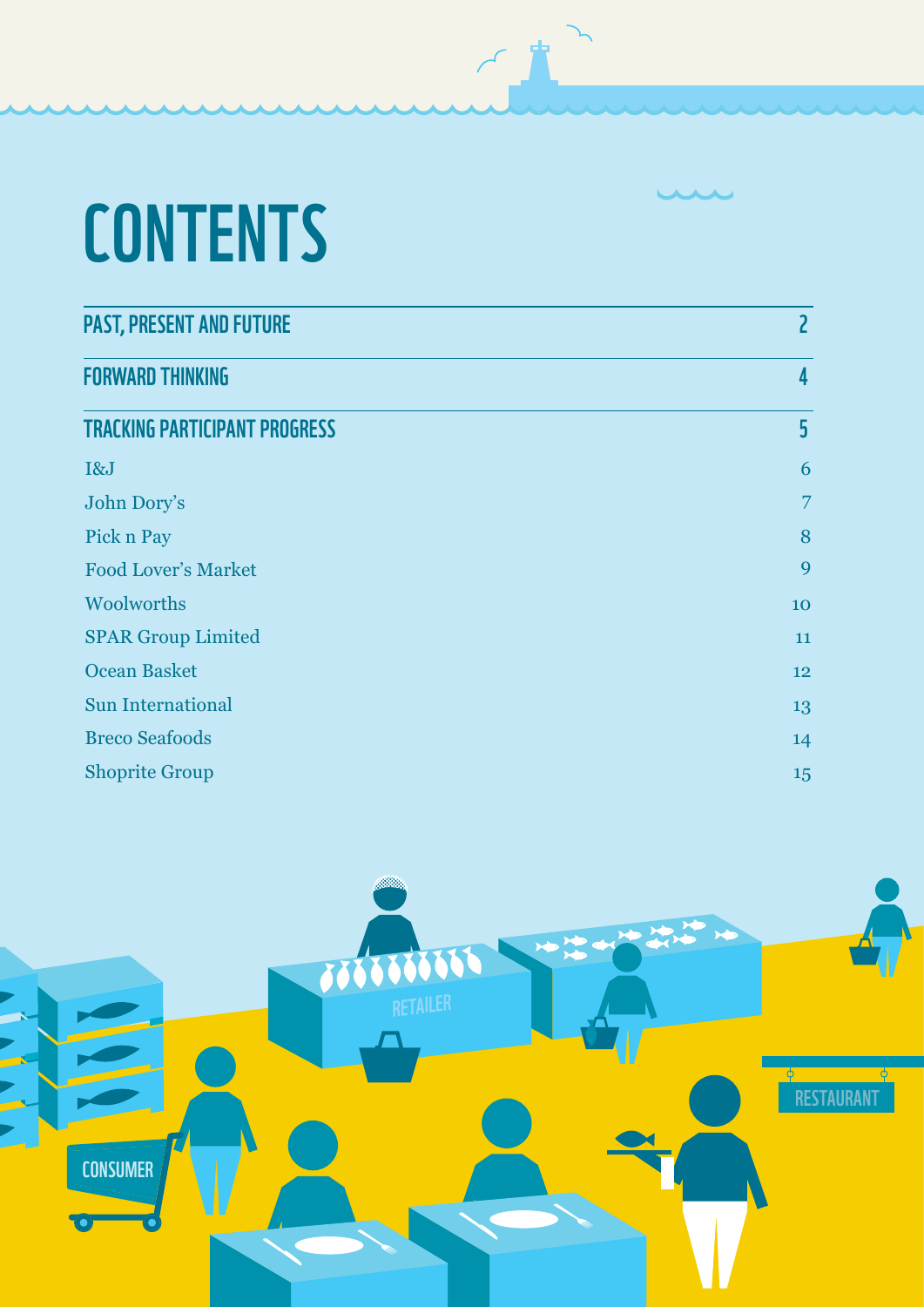# CONTENTS

| | |
|---|---|
| **PAST, PRESENT AND FUTURE** | **2** |
| **FORWARD THINKING** | **4** |
| **TRACKING PARTICIPANT PROGRESS** | **5** |
| I&J | 6 |
| John Dory's | 7 |
| Pick n Pay | 8 |
| Food Lover's Market | 9 |
| Woolworths | 10 |
| SPAR Group Limited | 11 |
| Ocean Basket | 12 |
| Sun International | 13 |
| Breco Seafoods | 14 |
| Shoprite Group | 15 |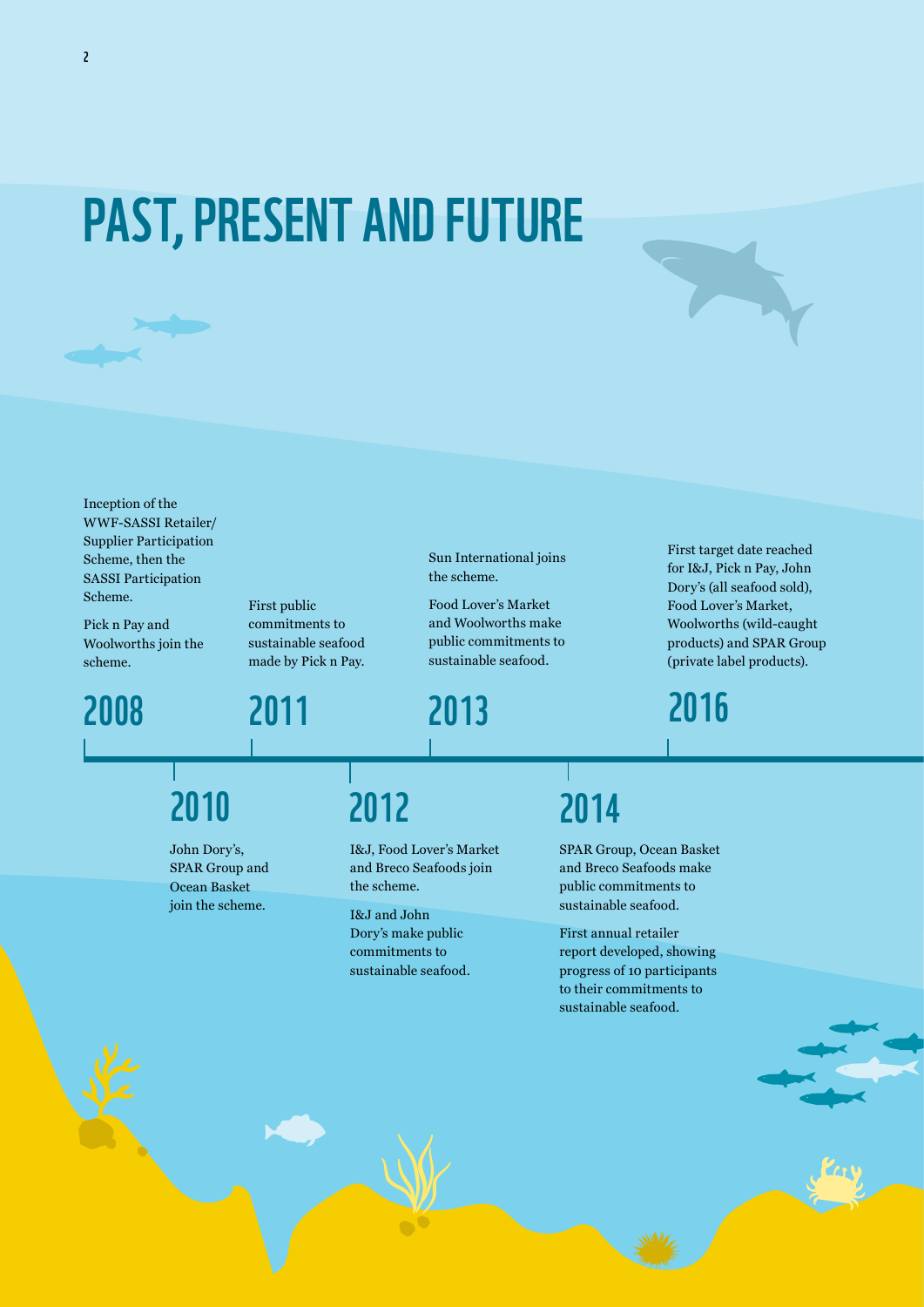# PAST, PRESENT AND FUTURE

**2008**

Inception of the WWF-SASSI Retailer/Supplier Participation Scheme, then the SASSI Participation Scheme.

Pick n Pay and Woolworths join the scheme.

**2010**

John Dory's, SPAR Group and Ocean Basket join the scheme.

**2011**

First public commitments to sustainable seafood made by Pick n Pay.

**2012**

I&J, Food Lover's Market and Breco Seafoods join the scheme.

I&J and John Dory's make public commitments to sustainable seafood.

**2013**

Sun International joins the scheme.

Food Lover's Market and Woolworths make public commitments to sustainable seafood.

**2014**

SPAR Group, Ocean Basket and Breco Seafoods make public commitments to sustainable seafood.

First annual retailer report developed, showing progress of 10 participants to their commitments to sustainable seafood.

**2016**

First target date reached for I&J, Pick n Pay, John Dory's (all seafood sold), Food Lover's Market, Woolworths (wild-caught products) and SPAR Group (private label products).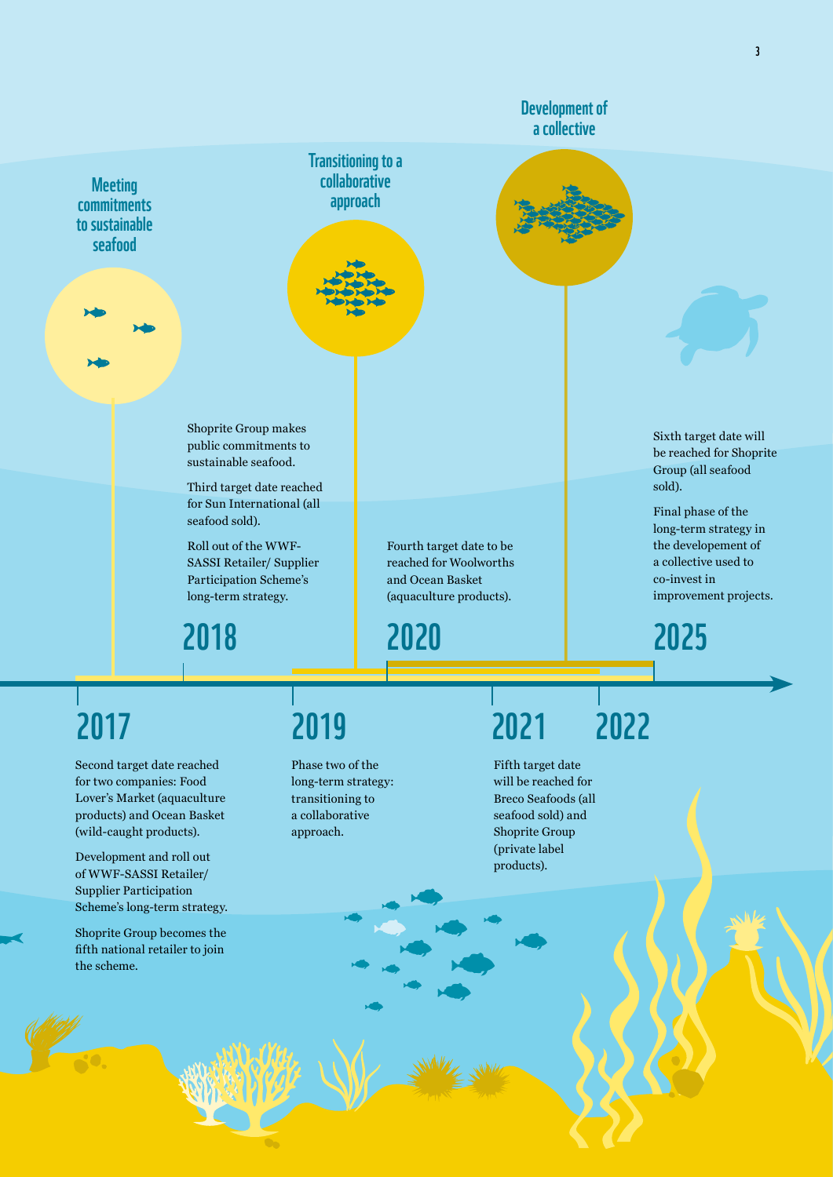### Meeting commitments to sustainable seafood

### Transitioning to a collaborative approach

### Development of a collective

## 2017

Second target date reached for two companies: Food Lover's Market (aquaculture products) and Ocean Basket (wild-caught products).

Development and roll out of WWF-SASSI Retailer/ Supplier Participation Scheme's long-term strategy.

Shoprite Group becomes the fifth national retailer to join the scheme.

## 2018

Shoprite Group makes public commitments to sustainable seafood.

Third target date reached for Sun International (all seafood sold).

Roll out of the WWF-SASSI Retailer/ Supplier Participation Scheme's long-term strategy.

## 2019

Phase two of the long-term strategy: transitioning to a collaborative approach.

## 2020

Fourth target date to be reached for Woolworths and Ocean Basket (aquaculture products).

## 2021

Fifth target date will be reached for Breco Seafoods (all seafood sold) and Shoprite Group (private label products).

## 2022

## 2025

Sixth target date will be reached for Shoprite Group (all seafood sold).

Final phase of the long-term strategy in the developement of a collective used to co-invest in improvement projects.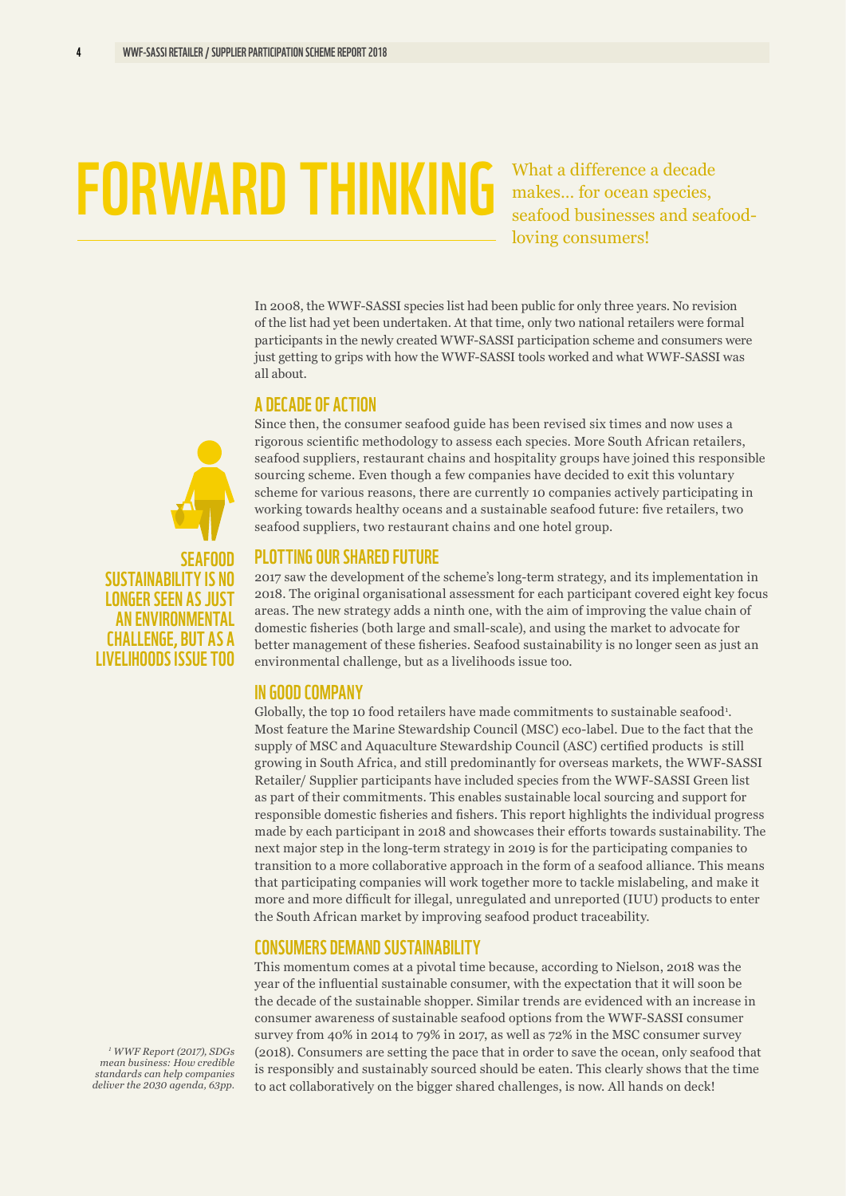# FORWARD THINKING

What a difference a decade makes… for ocean species, seafood businesses and seafood-loving consumers!

In 2008, the WWF-SASSI species list had been public for only three years. No revision of the list had yet been undertaken. At that time, only two national retailers were formal participants in the newly created WWF-SASSI participation scheme and consumers were just getting to grips with how the WWF-SASSI tools worked and what WWF-SASSI was all about.

## A DECADE OF ACTION

Since then, the consumer seafood guide has been revised six times and now uses a rigorous scientific methodology to assess each species. More South African retailers, seafood suppliers, restaurant chains and hospitality groups have joined this responsible sourcing scheme. Even though a few companies have decided to exit this voluntary scheme for various reasons, there are currently 10 companies actively participating in working towards healthy oceans and a sustainable seafood future: five retailers, two seafood suppliers, two restaurant chains and one hotel group.

**SEAFOOD SUSTAINABILITY IS NO LONGER SEEN AS JUST AN ENVIRONMENTAL CHALLENGE, BUT AS A LIVELIHOODS ISSUE TOO**

## PLOTTING OUR SHARED FUTURE

2017 saw the development of the scheme's long-term strategy, and its implementation in 2018. The original organisational assessment for each participant covered eight key focus areas. The new strategy adds a ninth one, with the aim of improving the value chain of domestic fisheries (both large and small-scale), and using the market to advocate for better management of these fisheries. Seafood sustainability is no longer seen as just an environmental challenge, but as a livelihoods issue too.

## IN GOOD COMPANY

Globally, the top 10 food retailers have made commitments to sustainable seafood[1]. Most feature the Marine Stewardship Council (MSC) eco-label. Due to the fact that the supply of MSC and Aquaculture Stewardship Council (ASC) certified products is still growing in South Africa, and still predominantly for overseas markets, the WWF-SASSI Retailer/ Supplier participants have included species from the WWF-SASSI Green list as part of their commitments. This enables sustainable local sourcing and support for responsible domestic fisheries and fishers. This report highlights the individual progress made by each participant in 2018 and showcases their efforts towards sustainability. The next major step in the long-term strategy in 2019 is for the participating companies to transition to a more collaborative approach in the form of a seafood alliance. This means that participating companies will work together more to tackle mislabeling, and make it more and more difficult for illegal, unregulated and unreported (IUU) products to enter the South African market by improving seafood product traceability.

## CONSUMERS DEMAND SUSTAINABILITY

This momentum comes at a pivotal time because, according to Nielson, 2018 was the year of the influential sustainable consumer, with the expectation that it will soon be the decade of the sustainable shopper. Similar trends are evidenced with an increase in consumer awareness of sustainable seafood options from the WWF-SASSI consumer survey from 40% in 2014 to 79% in 2017, as well as 72% in the MSC consumer survey (2018). Consumers are setting the pace that in order to save the ocean, only seafood that is responsibly and sustainably sourced should be eaten. This clearly shows that the time to act collaboratively on the bigger shared challenges, is now. All hands on deck!

*[1] WWF Report (2017), SDGs mean business: How credible standards can help companies deliver the 2030 agenda, 63pp.*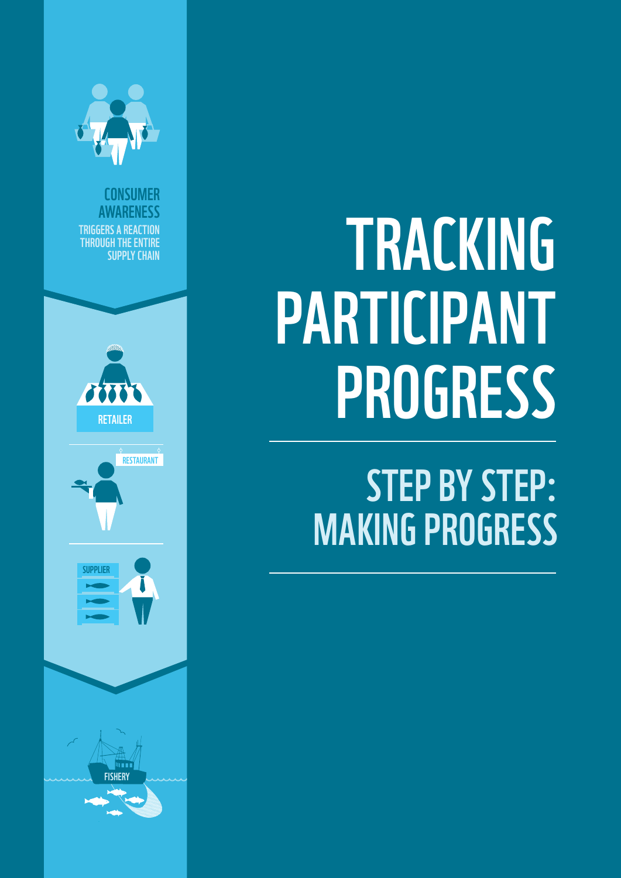CONSUMER AWARENESS

TRIGGERS A REACTION THROUGH THE ENTIRE SUPPLY CHAIN

RETAILER

RESTAURANT

SUPPLIER

FISHERY

# TRACKING PARTICIPANT PROGRESS

## STEP BY STEP: MAKING PROGRESS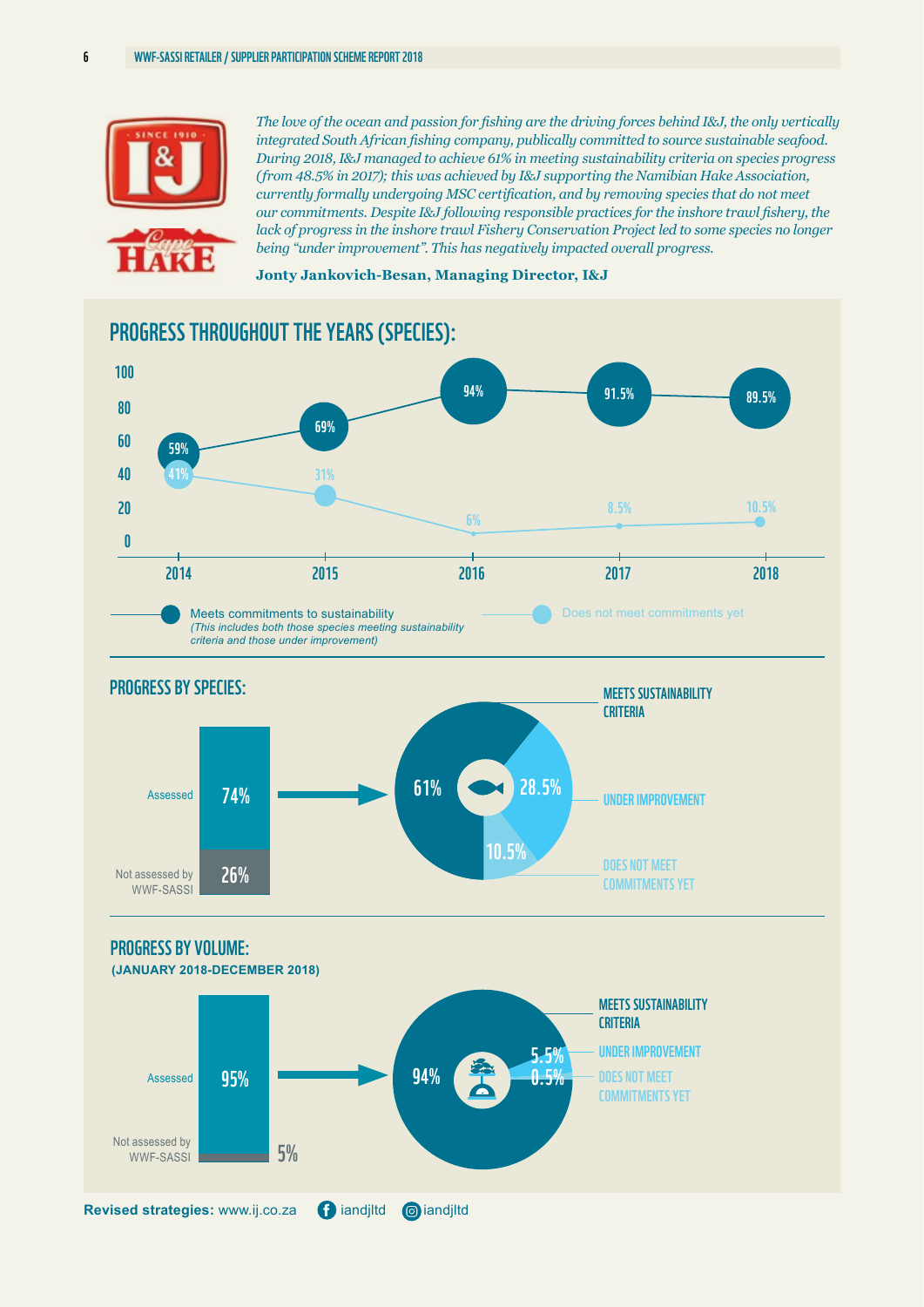*The love of the ocean and passion for fishing are the driving forces behind I&J, the only vertically integrated South African fishing company, publically committed to source sustainable seafood. During 2018, I&J managed to achieve 61% in meeting sustainability criteria on species progress (from 48.5% in 2017); this was achieved by I&J supporting the Namibian Hake Association, currently formally undergoing MSC certification, and by removing species that do not meet our commitments. Despite I&J following responsible practices for the inshore trawl fishery, the lack of progress in the inshore trawl Fishery Conservation Project led to some species no longer being "under improvement". This has negatively impacted overall progress.*

**Jonty Jankovich-Besan, Managing Director, I&J**

## PROGRESS THROUGHOUT THE YEARS (SPECIES):

| Year | Meets commitments to sustainability (This includes both those species meeting sustainability criteria and those under improvement) | Does not meet commitments yet |
|---|---|---|
| 2014 | 59% | 41% |
| 2015 | 69% | 31% |
| 2016 | 94% | 6% |
| 2017 | 91.5% | 8.5% |
| 2018 | 89.5% | 10.5% |

## PROGRESS BY SPECIES:

- Assessed: 74%
- Not assessed by WWF-SASSI: 26%

Of assessed:

- MEETS SUSTAINABILITY CRITERIA: 61%
- UNDER IMPROVEMENT: 28.5%
- DOES NOT MEET COMMITMENTS YET: 10.5%

## PROGRESS BY VOLUME:

**(JANUARY 2018-DECEMBER 2018)**

- Assessed: 95%
- Not assessed by WWF-SASSI: 5%

Of assessed:

- MEETS SUSTAINABILITY CRITERIA: 94%
- UNDER IMPROVEMENT: 5.5%
- DOES NOT MEET COMMITMENTS YET: 0.5%

**Revised strategies:** www.ij.co.za iandjltd iandjltd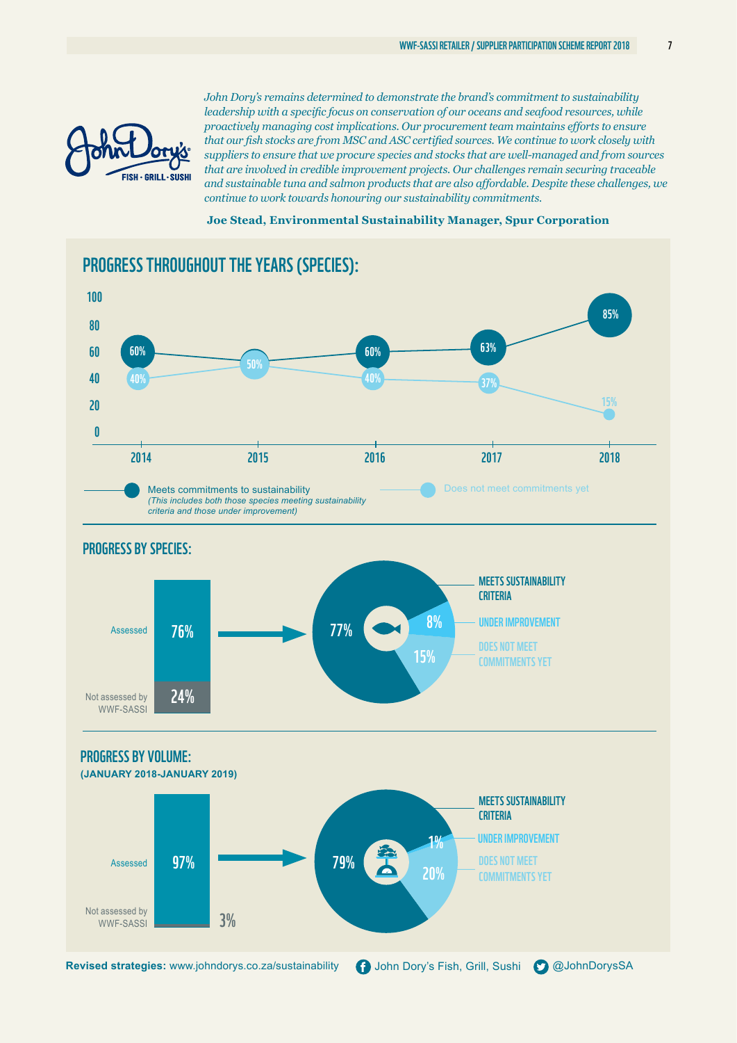*John Dory's remains determined to demonstrate the brand's commitment to sustainability leadership with a specific focus on conservation of our oceans and seafood resources, while proactively managing cost implications. Our procurement team maintains efforts to ensure that our fish stocks are from MSC and ASC certified sources. We continue to work closely with suppliers to ensure that we procure species and stocks that are well-managed and from sources that are involved in credible improvement projects. Our challenges remain securing traceable and sustainable tuna and salmon products that are also affordable. Despite these challenges, we continue to work towards honouring our sustainability commitments.*

**Joe Stead, Environmental Sustainability Manager, Spur Corporation**

## PROGRESS THROUGHOUT THE YEARS (SPECIES):

| Year | Meets commitments to sustainability | Does not meet commitments yet |
|---|---|---|
| 2014 | 60% | 40% |
| 2015 | 50% | 50% |
| 2016 | 60% | 40% |
| 2017 | 63% | 37% |
| 2018 | 85% | 15% |

Meets commitments to sustainability *(This includes both those species meeting sustainability criteria and those under improvement)*

Does not meet commitments yet

## PROGRESS BY SPECIES:

- Assessed: 76%
- Not assessed by WWF-SASSI: 24%

Of assessed:

- Meets sustainability criteria: 77%
- Under improvement: 8%
- Does not meet commitments yet: 15%

## PROGRESS BY VOLUME:

**(JANUARY 2018-JANUARY 2019)**

- Assessed: 97%
- Not assessed by WWF-SASSI: 3%

Of assessed:

- Meets sustainability criteria: 79%
- Under improvement: 1%
- Does not meet commitments yet: 20%

**Revised strategies:** www.johndorys.co.za/sustainability John Dory's Fish, Grill, Sushi @JohnDorysSA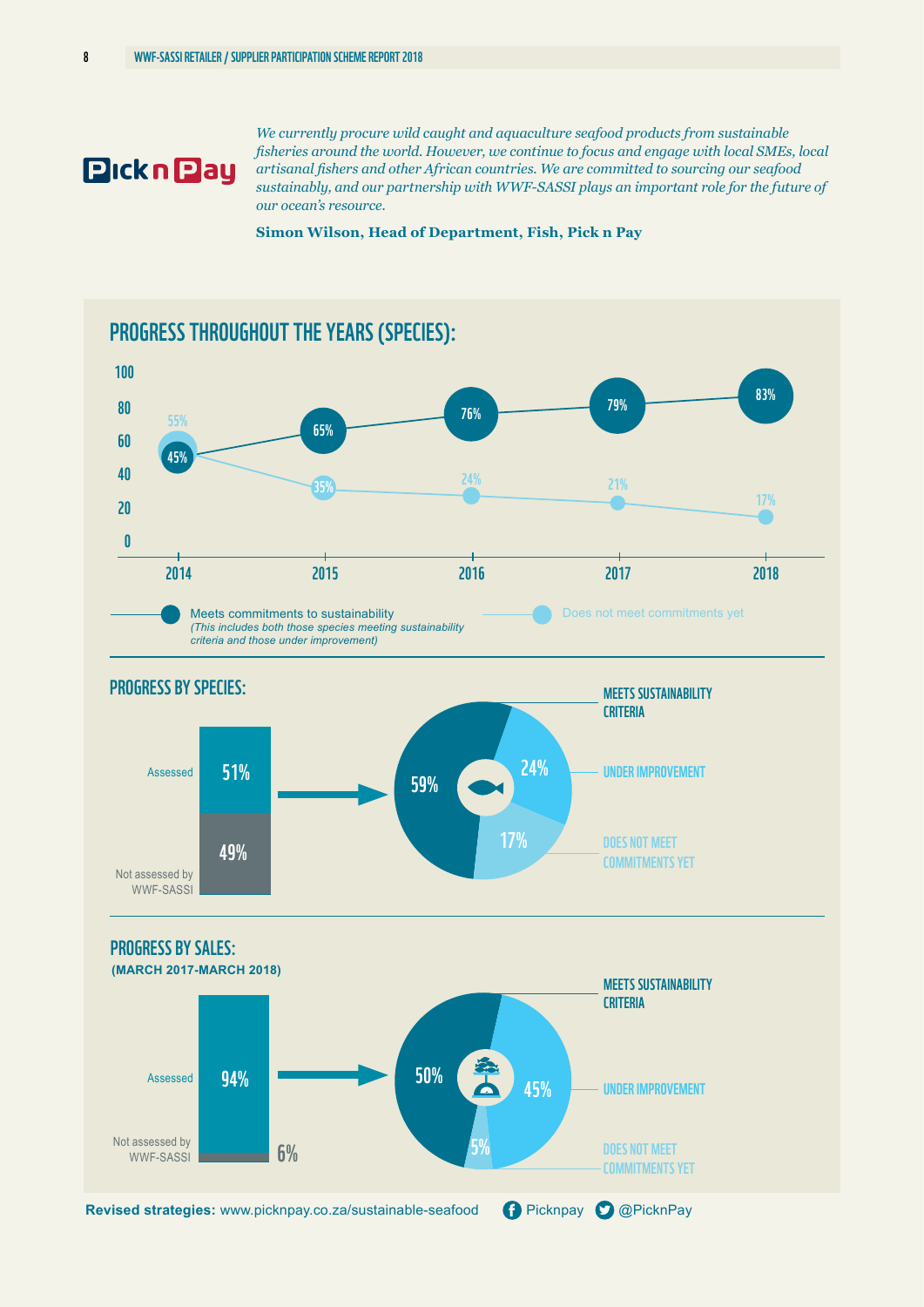**Pick n Pay**

*We currently procure wild caught and aquaculture seafood products from sustainable fisheries around the world. However, we continue to focus and engage with local SMEs, local artisanal fishers and other African countries. We are committed to sourcing our seafood sustainably, and our partnership with WWF-SASSI plays an important role for the future of our ocean's resource.*

**Simon Wilson, Head of Department, Fish, Pick n Pay**

## PROGRESS THROUGHOUT THE YEARS (SPECIES):

| Year | Meets commitments to sustainability | Does not meet commitments yet |
|---|---|---|
| 2014 | 45% | 55% |
| 2015 | 65% | 35% |
| 2016 | 76% | 24% |
| 2017 | 79% | 21% |
| 2018 | 83% | 17% |

Meets commitments to sustainability
*(This includes both those species meeting sustainability criteria and those under improvement)*

Does not meet commitments yet

## PROGRESS BY SPECIES:

- Assessed: 51%
- Not assessed by WWF-SASSI: 49%

Of assessed:

- Meets sustainability criteria: 59%
- Under improvement: 24%
- Does not meet commitments yet: 17%

## PROGRESS BY SALES:

**(MARCH 2017-MARCH 2018)**

- Assessed: 94%
- Not assessed by WWF-SASSI: 6%

Of assessed:

- Meets sustainability criteria: 50%
- Under improvement: 45%
- Does not meet commitments yet: 5%

**Revised strategies:** www.picknpay.co.za/sustainable-seafood Picknpay @PicknPay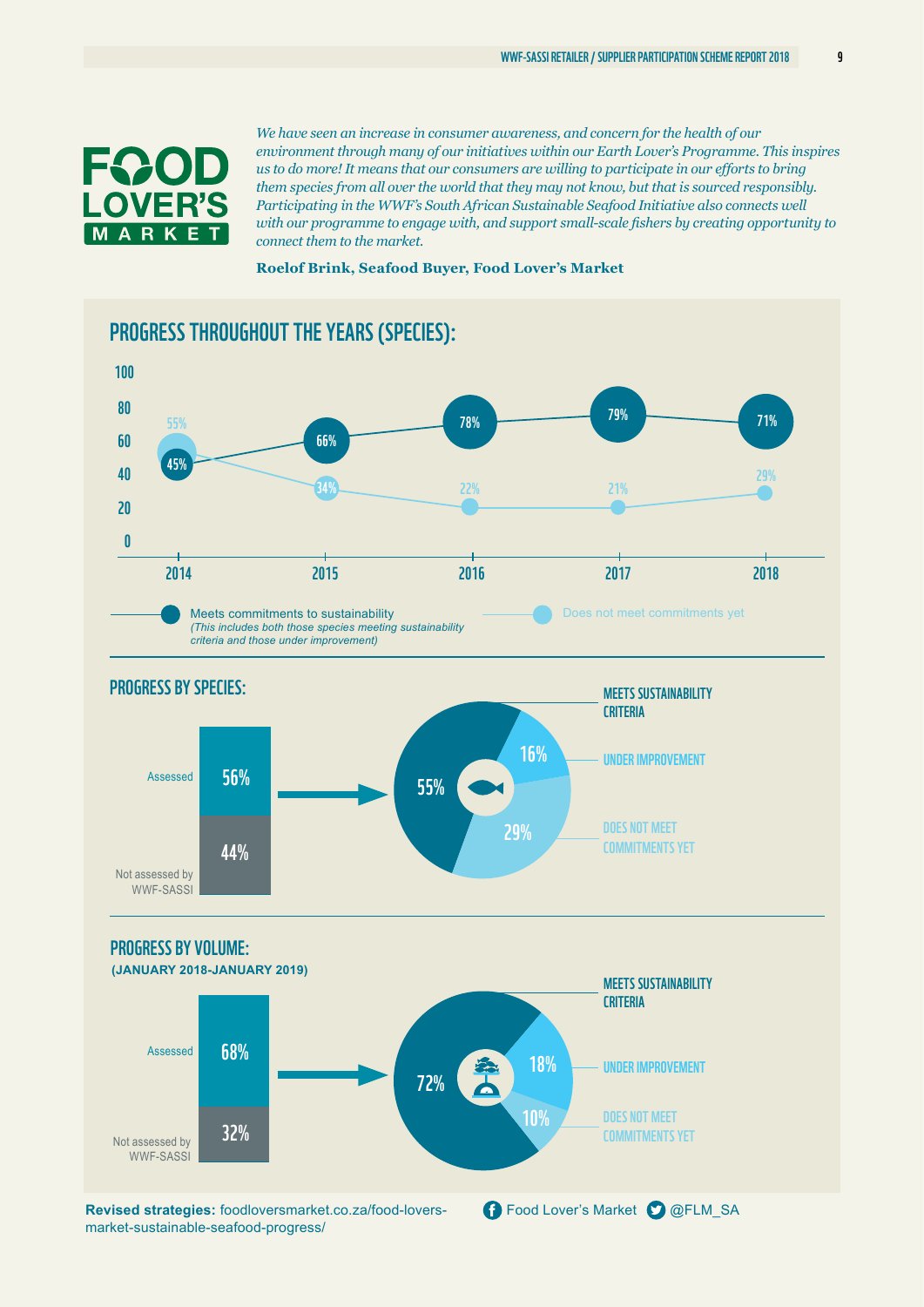FOOD LOVER'S MARKET

*We have seen an increase in consumer awareness, and concern for the health of our environment through many of our initiatives within our Earth Lover's Programme. This inspires us to do more! It means that our consumers are willing to participate in our efforts to bring them species from all over the world that they may not know, but that is sourced responsibly. Participating in the WWF's South African Sustainable Seafood Initiative also connects well with our programme to engage with, and support small-scale fishers by creating opportunity to connect them to the market.*

**Roelof Brink, Seafood Buyer, Food Lover's Market**

## PROGRESS THROUGHOUT THE YEARS (SPECIES):

| Year | Meets commitments to sustainability | Does not meet commitments yet |
|---|---|---|
| 2014 | 45% | 55% |
| 2015 | 66% | 34% |
| 2016 | 78% | 22% |
| 2017 | 79% | 21% |
| 2018 | 71% | 29% |

Meets commitments to sustainability
*(This includes both those species meeting sustainability criteria and those under improvement)*

Does not meet commitments yet

## PROGRESS BY SPECIES:

- Assessed: 56%
- Not assessed by WWF-SASSI: 44%

Of assessed:

- MEETS SUSTAINABILITY CRITERIA: 55%
- UNDER IMPROVEMENT: 16%
- DOES NOT MEET COMMITMENTS YET: 29%

## PROGRESS BY VOLUME:

**(JANUARY 2018-JANUARY 2019)**

- Assessed: 68%
- Not assessed by WWF-SASSI: 32%

Of assessed:

- MEETS SUSTAINABILITY CRITERIA: 72%
- UNDER IMPROVEMENT: 18%
- DOES NOT MEET COMMITMENTS YET: 10%

**Revised strategies:** foodloversmarket.co.za/food-lovers-market-sustainable-seafood-progress/

Food Lover's Market @FLM_SA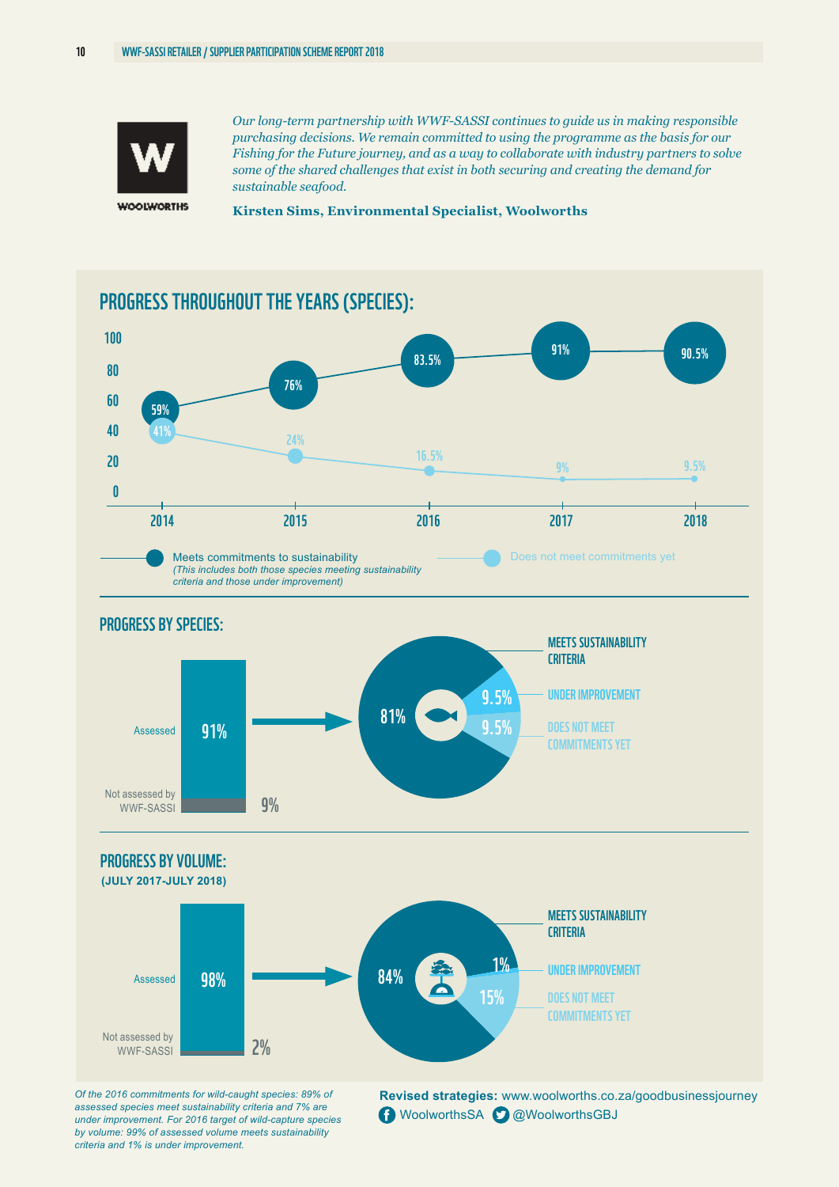WOOLWORTHS

*Our long-term partnership with WWF-SASSI continues to guide us in making responsible purchasing decisions. We remain committed to using the programme as the basis for our Fishing for the Future journey, and as a way to collaborate with industry partners to solve some of the shared challenges that exist in both securing and creating the demand for sustainable seafood.*

**Kirsten Sims, Environmental Specialist, Woolworths**

## PROGRESS THROUGHOUT THE YEARS (SPECIES):

| Year | Meets commitments to sustainability | Does not meet commitments yet |
|---|---|---|
| 2014 | 59% | 41% |
| 2015 | 76% | 24% |
| 2016 | 83.5% | 16.5% |
| 2017 | 91% | 9% |
| 2018 | 90.5% | 9.5% |

Meets commitments to sustainability
*(This includes both those species meeting sustainability criteria and those under improvement)*

Does not meet commitments yet

## PROGRESS BY SPECIES:

- Assessed: 91%
- Not assessed by WWF-SASSI: 9%

- MEETS SUSTAINABILITY CRITERIA: 81%
- UNDER IMPROVEMENT: 9.5%
- DOES NOT MEET COMMITMENTS YET: 9.5%

## PROGRESS BY VOLUME:

**(JULY 2017-JULY 2018)**

- Assessed: 98%
- Not assessed by WWF-SASSI: 2%

- MEETS SUSTAINABILITY CRITERIA: 84%
- UNDER IMPROVEMENT: 1%
- DOES NOT MEET COMMITMENTS YET: 15%

*Of the 2016 commitments for wild-caught species: 89% of assessed species meet sustainability criteria and 7% are under improvement. For 2016 target of wild-capture species by volume: 99% of assessed volume meets sustainability criteria and 1% is under improvement.*

**Revised strategies:** www.woolworths.co.za/goodbusinessjourney

WoolworthsSA @WoolworthsGBJ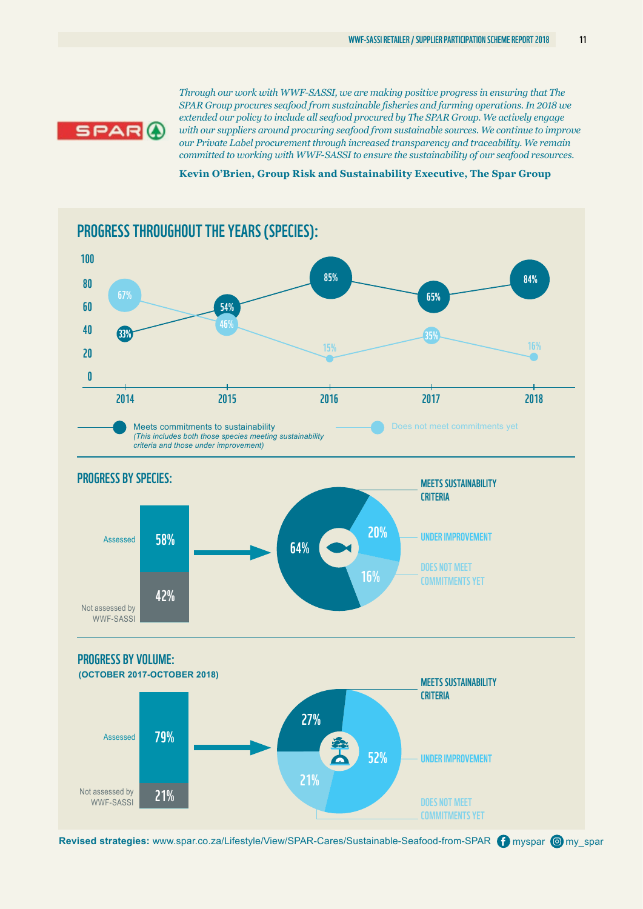*Through our work with WWF-SASSI, we are making positive progress in ensuring that The SPAR Group procures seafood from sustainable fisheries and farming operations. In 2018 we extended our policy to include all seafood procured by The SPAR Group. We actively engage with our suppliers around procuring seafood from sustainable sources. We continue to improve our Private Label procurement through increased transparency and traceability. We remain committed to working with WWF-SASSI to ensure the sustainability of our seafood resources.*

**Kevin O'Brien, Group Risk and Sustainability Executive, The Spar Group**

## PROGRESS THROUGHOUT THE YEARS (SPECIES):

| Year | Meets commitments to sustainability | Does not meet commitments yet |
|---|---|---|
| 2014 | 33% | 67% |
| 2015 | 54% | 46% |
| 2016 | 85% | 15% |
| 2017 | 65% | 35% |
| 2018 | 84% | 16% |

Meets commitments to sustainability
*(This includes both those species meeting sustainability criteria and those under improvement)*

Does not meet commitments yet

## PROGRESS BY SPECIES:

| | |
|---|---|
| Assessed | 58% |
| Not assessed by WWF-SASSI | 42% |

| | |
|---|---|
| MEETS SUSTAINABILITY CRITERIA | 64% |
| UNDER IMPROVEMENT | 20% |
| DOES NOT MEET COMMITMENTS YET | 16% |

## PROGRESS BY VOLUME:

**(OCTOBER 2017-OCTOBER 2018)**

| | |
|---|---|
| Assessed | 79% |
| Not assessed by WWF-SASSI | 21% |

| | |
|---|---|
| MEETS SUSTAINABILITY CRITERIA | 27% |
| UNDER IMPROVEMENT | 52% |
| DOES NOT MEET COMMITMENTS YET | 21% |

**Revised strategies:** www.spar.co.za/Lifestyle/View/SPAR-Cares/Sustainable-Seafood-from-SPAR myspar my_spar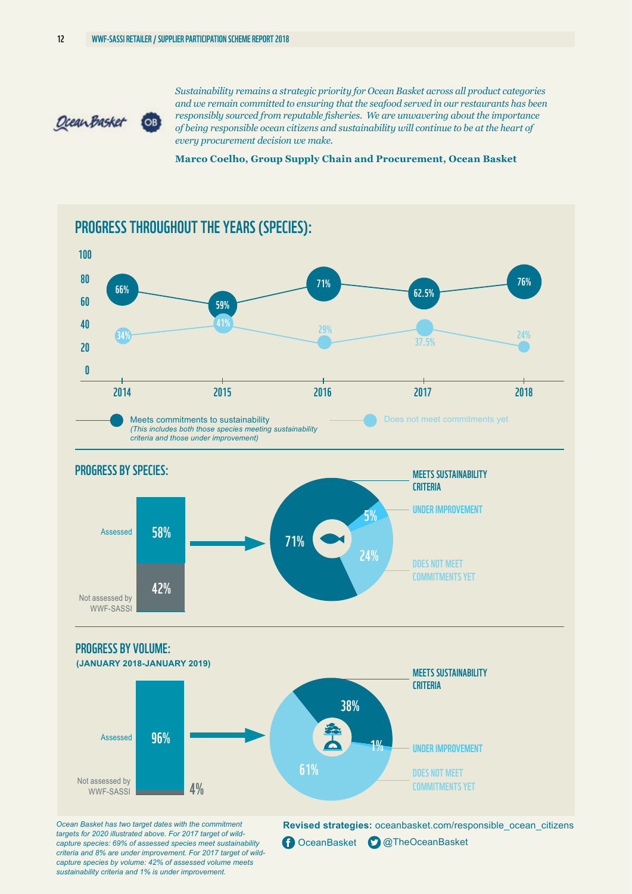*Sustainability remains a strategic priority for Ocean Basket across all product categories and we remain committed to ensuring that the seafood served in our restaurants has been responsibly sourced from reputable fisheries. We are unwavering about the importance of being responsible ocean citizens and sustainability will continue to be at the heart of every procurement decision we make.*

**Marco Coelho, Group Supply Chain and Procurement, Ocean Basket**

## PROGRESS THROUGHOUT THE YEARS (SPECIES):

| Year | Meets commitments to sustainability | Does not meet commitments yet |
|---|---|---|
| 2014 | 66% | 34% |
| 2015 | 59% | 41% |
| 2016 | 71% | 29% |
| 2017 | 62.5% | 37.5% |
| 2018 | 76% | 24% |

Meets commitments to sustainability
*(This includes both those species meeting sustainability criteria and those under improvement)*

Does not meet commitments yet

## PROGRESS BY SPECIES:

- Assessed: 58%
- Not assessed by WWF-SASSI: 42%

Of assessed:

- Meets sustainability criteria: 71%
- Under improvement: 5%
- Does not meet commitments yet: 24%

## PROGRESS BY VOLUME:

**(JANUARY 2018-JANUARY 2019)**

- Assessed: 96%
- Not assessed by WWF-SASSI: 4%

Of assessed:

- Meets sustainability criteria: 38%
- Under improvement: 1%
- Does not meet commitments yet: 61%

*Ocean Basket has two target dates with the commitment targets for 2020 illustrated above. For 2017 target of wild-capture species: 69% of assessed species meet sustainability criteria and 8% are under improvement. For 2017 target of wild-capture species by volume: 42% of assessed volume meets sustainability criteria and 1% is under improvement.*

**Revised strategies:** oceanbasket.com/responsible_ocean_citizens

OceanBasket @TheOceanBasket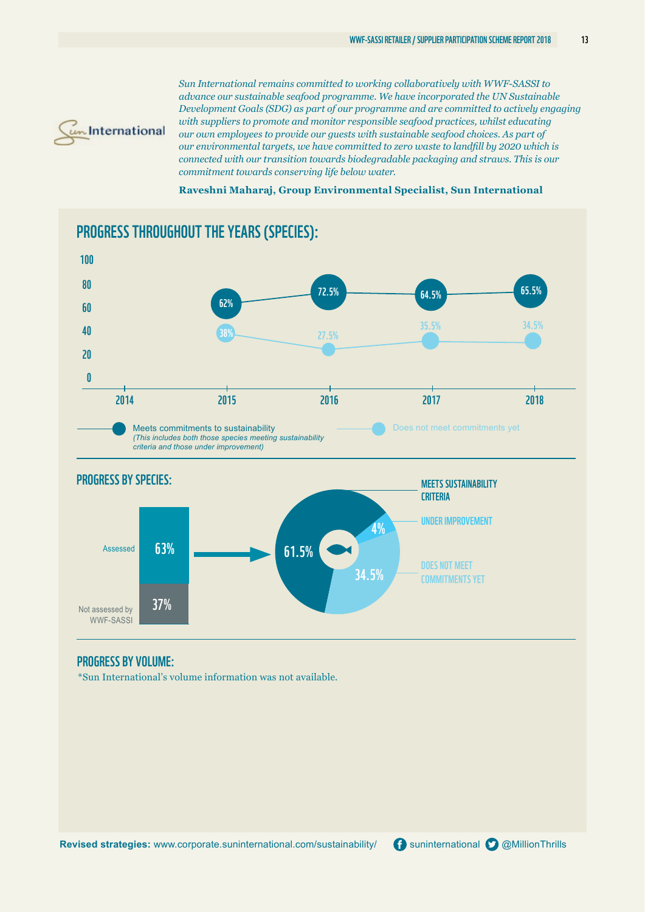*Sun International remains committed to working collaboratively with WWF-SASSI to advance our sustainable seafood programme. We have incorporated the UN Sustainable Development Goals (SDG) as part of our programme and are committed to actively engaging with suppliers to promote and monitor responsible seafood practices, whilst educating our own employees to provide our guests with sustainable seafood choices. As part of our environmental targets, we have committed to zero waste to landfill by 2020 which is connected with our transition towards biodegradable packaging and straws. This is our commitment towards conserving life below water.*

**Raveshni Maharaj, Group Environmental Specialist, Sun International**

## PROGRESS THROUGHOUT THE YEARS (SPECIES):

| Year | Meets commitments to sustainability | Does not meet commitments yet |
|---|---|---|
| 2014 | | |
| 2015 | 62% | 38% |
| 2016 | 72.5% | 27.5% |
| 2017 | 64.5% | 35.5% |
| 2018 | 65.5% | 34.5% |

Meets commitments to sustainability
*(This includes both those species meeting sustainability criteria and those under improvement)*

Does not meet commitments yet

## PROGRESS BY SPECIES:

- Assessed: 63%
- Not assessed by WWF-SASSI: 37%

- MEETS SUSTAINABILITY CRITERIA: 61.5%
- UNDER IMPROVEMENT: 4%
- DOES NOT MEET COMMITMENTS YET: 34.5%

## PROGRESS BY VOLUME:

*Sun International's volume information was not available.

**Revised strategies:** www.corporate.suninternational.com/sustainability/ suninternational @MillionThrills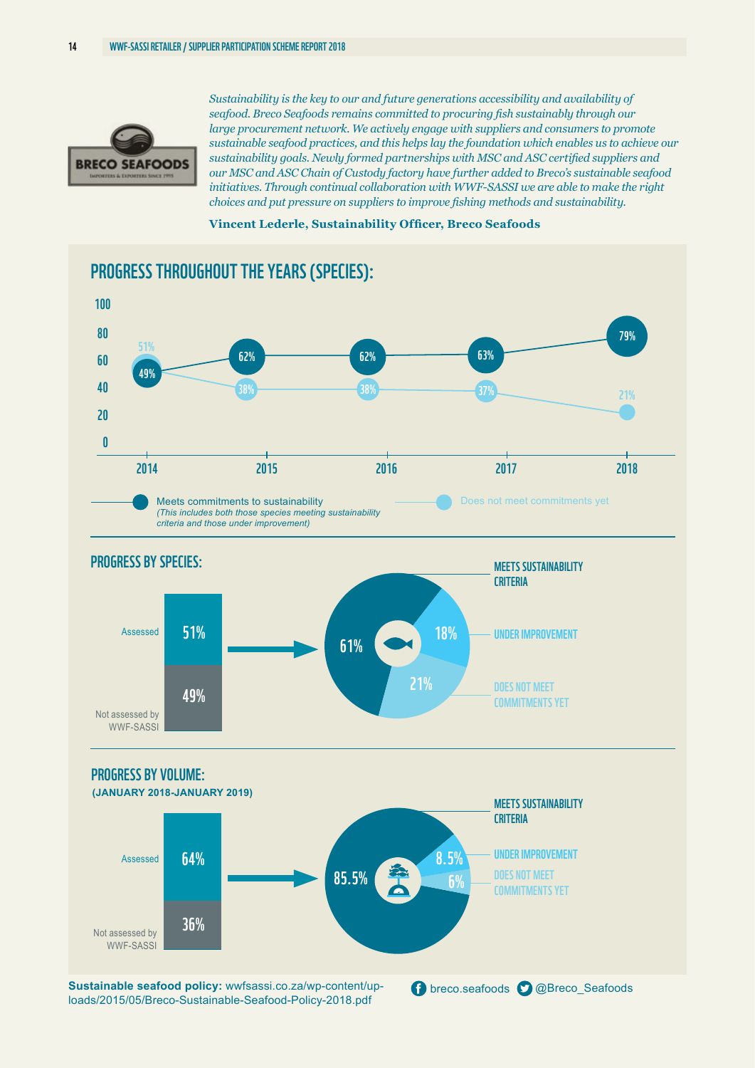*Sustainability is the key to our and future generations accessibility and availability of seafood. Breco Seafoods remains committed to procuring fish sustainably through our large procurement network. We actively engage with suppliers and consumers to promote sustainable seafood practices, and this helps lay the foundation which enables us to achieve our sustainability goals. Newly formed partnerships with MSC and ASC certified suppliers and our MSC and ASC Chain of Custody factory have further added to Breco's sustainable seafood initiatives. Through continual collaboration with WWF-SASSI we are able to make the right choices and put pressure on suppliers to improve fishing methods and sustainability.*

**Vincent Lederle, Sustainability Officer, Breco Seafoods**

## PROGRESS THROUGHOUT THE YEARS (SPECIES):

| Year | Meets commitments to sustainability | Does not meet commitments yet |
|---|---|---|
| 2014 | 49% | 51% |
| 2015 | 62% | 38% |
| 2016 | 62% | 38% |
| 2017 | 63% | 37% |
| 2018 | 79% | 21% |

Meets commitments to sustainability
*(This includes both those species meeting sustainability criteria and those under improvement)*

Does not meet commitments yet

## PROGRESS BY SPECIES:

- Assessed: 51%
- Not assessed by WWF-SASSI: 49%

- MEETS SUSTAINABILITY CRITERIA: 61%
- UNDER IMPROVEMENT: 18%
- DOES NOT MEET COMMITMENTS YET: 21%

## PROGRESS BY VOLUME:

**(JANUARY 2018-JANUARY 2019)**

- Assessed: 64%
- Not assessed by WWF-SASSI: 36%

- MEETS SUSTAINABILITY CRITERIA: 85.5%
- UNDER IMPROVEMENT: 8.5%
- DOES NOT MEET COMMITMENTS YET: 6%

**Sustainable seafood policy:** wwfsassi.co.za/wp-content/uploads/2015/05/Breco-Sustainable-Seafood-Policy-2018.pdf

breco.seafoods @Breco_Seafoods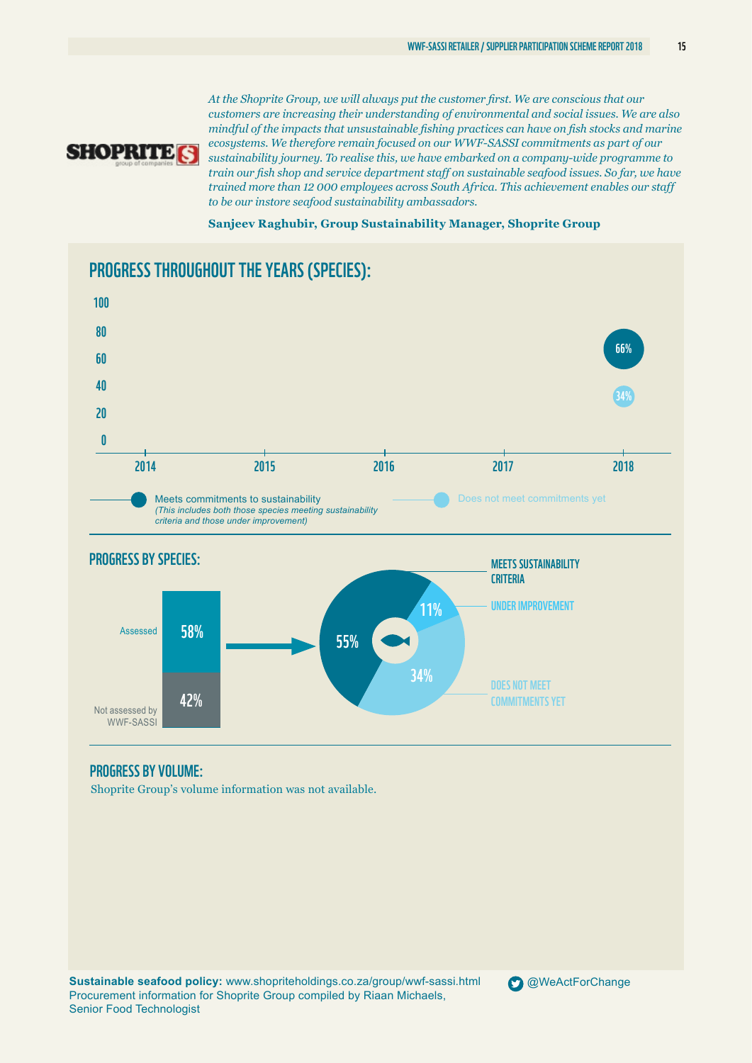*At the Shoprite Group, we will always put the customer first. We are conscious that our customers are increasing their understanding of environmental and social issues. We are also mindful of the impacts that unsustainable fishing practices can have on fish stocks and marine ecosystems. We therefore remain focused on our WWF-SASSI commitments as part of our sustainability journey. To realise this, we have embarked on a company-wide programme to train our fish shop and service department staff on sustainable seafood issues. So far, we have trained more than 12 000 employees across South Africa. This achievement enables our staff to be our instore seafood sustainability ambassadors.*

**Sanjeev Raghubir, Group Sustainability Manager, Shoprite Group**

## PROGRESS THROUGHOUT THE YEARS (SPECIES):

| Year | Meets commitments to sustainability | Does not meet commitments yet |
|---|---|---|
| 2014 | | |
| 2015 | | |
| 2016 | | |
| 2017 | | |
| 2018 | 66% | 34% |

Meets commitments to sustainability
*(This includes both those species meeting sustainability criteria and those under improvement)*

Does not meet commitments yet

## PROGRESS BY SPECIES:

- Assessed: 58%
- Not assessed by WWF-SASSI: 42%

Of assessed:

- MEETS SUSTAINABILITY CRITERIA: 55%
- UNDER IMPROVEMENT: 11%
- DOES NOT MEET COMMITMENTS YET: 34%

## PROGRESS BY VOLUME:

Shoprite Group's volume information was not available.

**Sustainable seafood policy:** www.shopriteholdings.co.za/group/wwf-sassi.html
Procurement information for Shoprite Group compiled by Riaan Michaels, Senior Food Technologist

@WeActForChange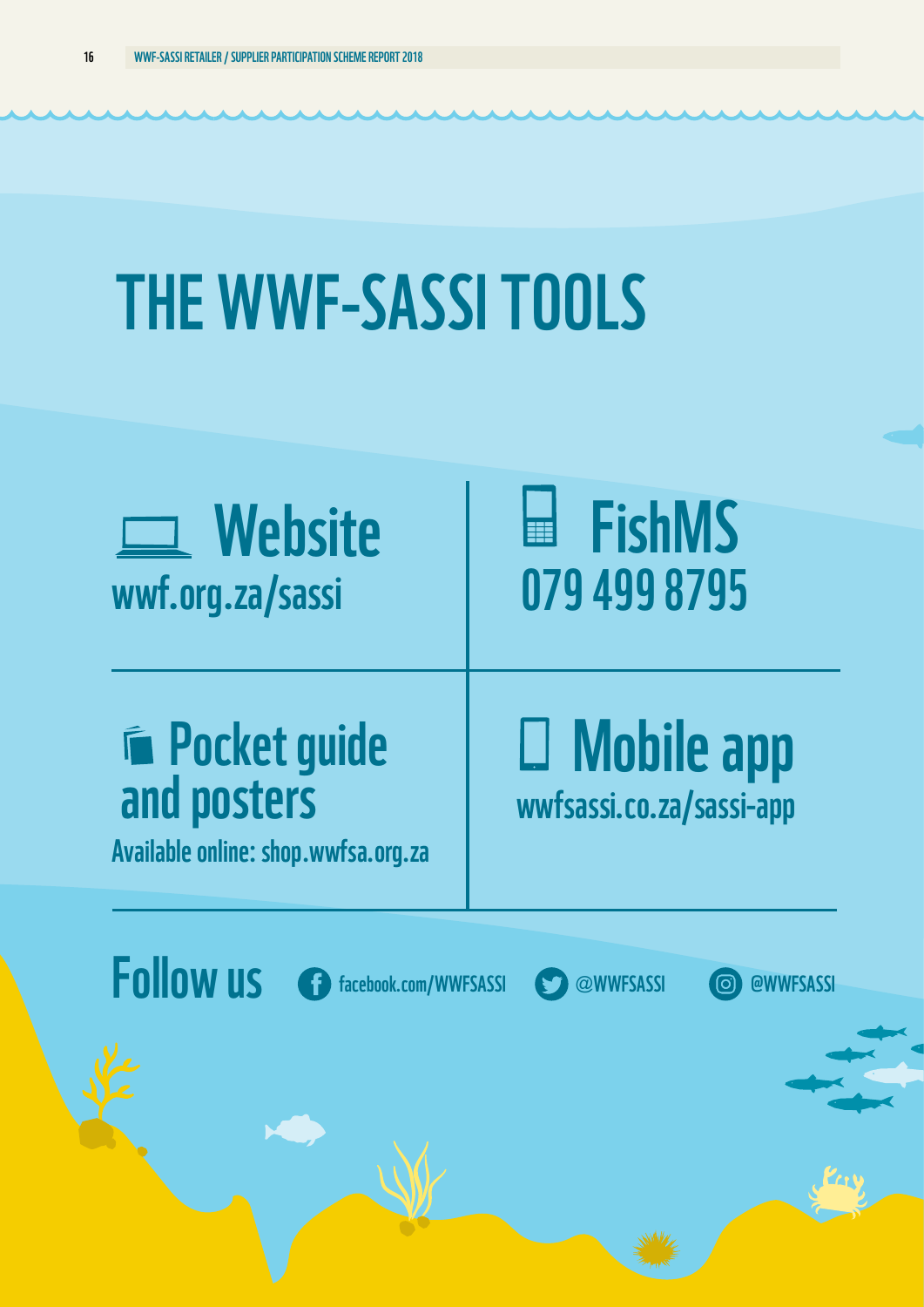# THE WWF-SASSI TOOLS

## Website

wwf.org.za/sassi

## FishMS

079 499 8795

## Pocket guide and posters

Available online: shop.wwfsa.org.za

## Mobile app

wwfsassi.co.za/sassi-app

## Follow us

facebook.com/WWFSASSI

@WWFSASSI

@WWFSASSI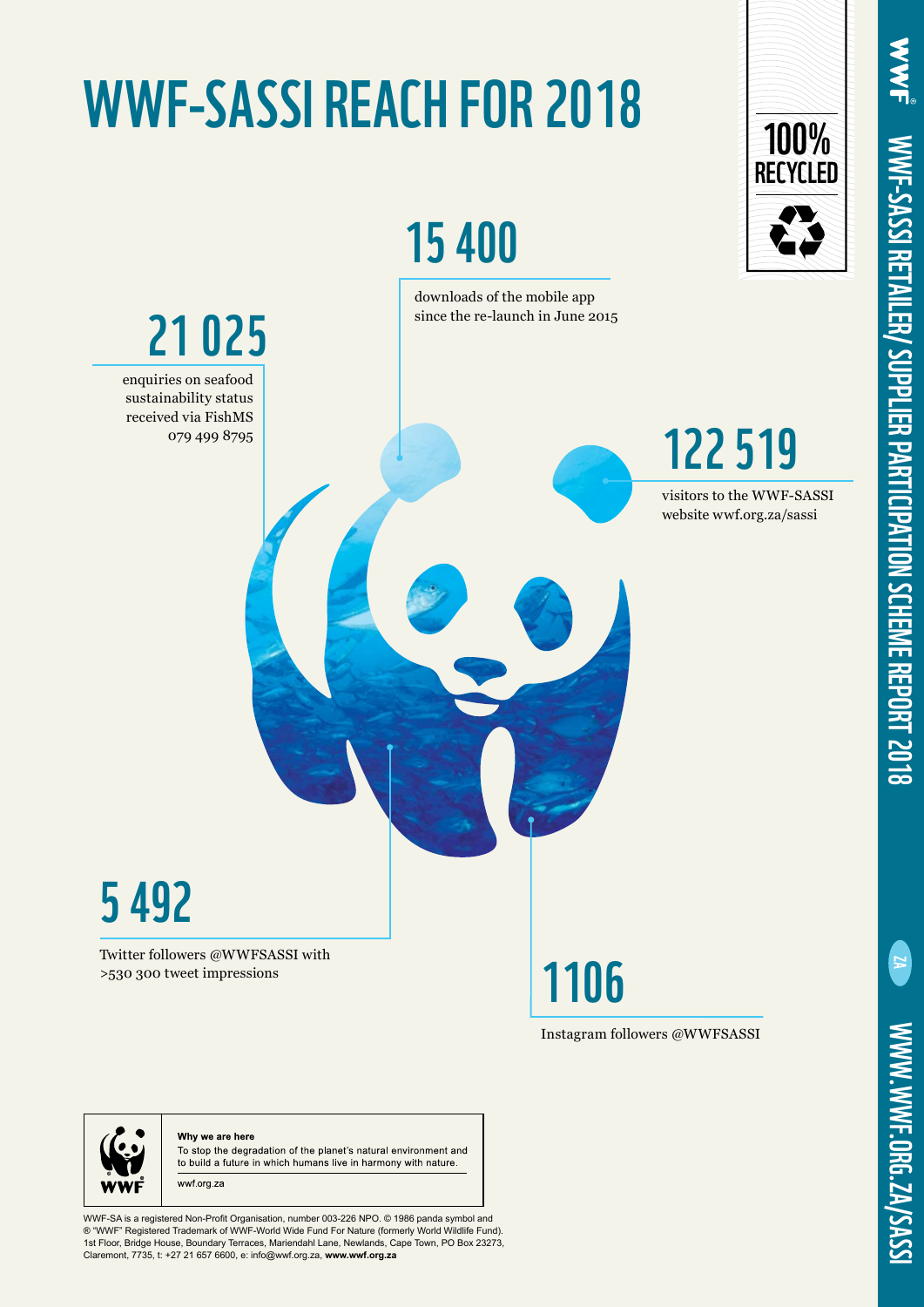# WWF-SASSI REACH FOR 2018

100% RECYCLED

**21 025**

enquiries on seafood sustainability status received via FishMS 079 499 8795

**15 400**

downloads of the mobile app since the re-launch in June 2015

**122 519**

visitors to the WWF-SASSI website wwf.org.za/sassi

**5 492**

Twitter followers @WWFSASSI with >530 300 tweet impressions

**1106**

Instagram followers @WWFSASSI

**Why we are here**

To stop the degradation of the planet's natural environment and to build a future in which humans live in harmony with nature.

wwf.org.za

WWF-SA is a registered Non-Profit Organisation, number 003-226 NPO. © 1986 panda symbol and ® "WWF" Registered Trademark of WWF-World Wide Fund For Nature (formerly World Wildlife Fund). 1st Floor, Bridge House, Boundary Terraces, Mariendahl Lane, Newlands, Cape Town, PO Box 23273, Claremont, 7735, t: +27 21 657 6600, e: info@wwf.org.za, **www.wwf.org.za**

WWF-SASSI RETAILER/ SUPPLIER PARTICIPATION SCHEME REPORT 2018

ZA

WWW.WWF.ORG.ZA/SASSI